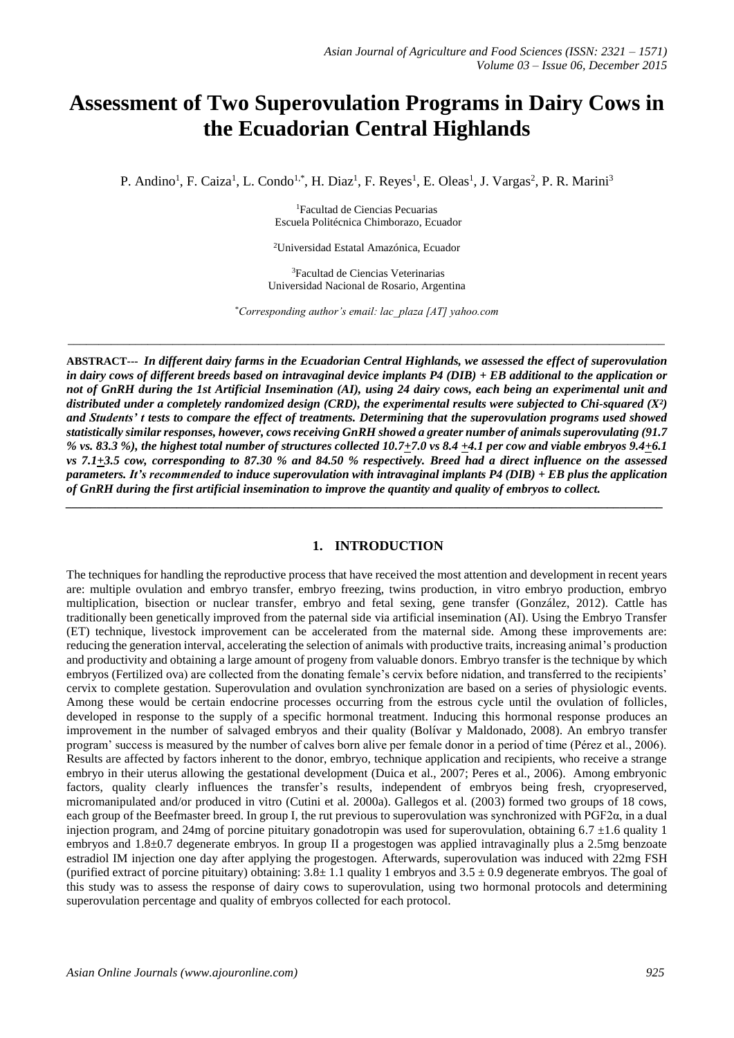# Assessment of Two Superovulation Programs in Dairy Cows in the Ecuadorian Central Highlands

P. Andino[1], F. Caiza[1], L. Condo[1,*], H. Diaz[1], F. Reyes[1], E. Oleas[1], J. Vargas[2], P. R. Marini[3]

[1]Facultad de Ciencias Pecuarias
Escuela Politécnica Chimborazo, Ecuador

[2]Universidad Estatal Amazónica, Ecuador

[3]Facultad de Ciencias Veterinarias
Universidad Nacional de Rosario, Argentina

*Corresponding author's email: lac_plaza [AT] yahoo.com

---

**ABSTRACT---** ***In different dairy farms in the Ecuadorian Central Highlands, we assessed the effect of superovulation in dairy cows of different breeds based on intravaginal device implants P4 (DIB) + EB additional to the application or not of GnRH during the 1st Artificial Insemination (AI), using 24 dairy cows, each being an experimental unit and distributed under a completely randomized design (CRD), the experimental results were subjected to Chi-squared ($X^2$) and Students' t tests to compare the effect of treatments. Determining that the superovulation programs used showed statistically similar responses, however, cows receiving GnRH showed a greater number of animals superovulating (91.7 % vs. 83.3 %), the highest total number of structures collected 10.7±7.0 vs 8.4 ±4.1 per cow and viable embryos 9.4±6.1 vs 7.1±3.5 cow, corresponding to 87.30 % and 84.50 % respectively. Breed had a direct influence on the assessed parameters. It's recommended to induce superovulation with intravaginal implants P4 (DIB) + EB plus the application of GnRH during the first artificial insemination to improve the quantity and quality of embryos to collect.***

---

## 1. INTRODUCTION

The techniques for handling the reproductive process that have received the most attention and development in recent years are: multiple ovulation and embryo transfer, embryo freezing, twins production, in vitro embryo production, embryo multiplication, bisection or nuclear transfer, embryo and fetal sexing, gene transfer (González, 2012). Cattle has traditionally been genetically improved from the paternal side via artificial insemination (AI). Using the Embryo Transfer (ET) technique, livestock improvement can be accelerated from the maternal side. Among these improvements are: reducing the generation interval, accelerating the selection of animals with productive traits, increasing animal's production and productivity and obtaining a large amount of progeny from valuable donors. Embryo transfer is the technique by which embryos (Fertilized ova) are collected from the donating female's cervix before nidation, and transferred to the recipients' cervix to complete gestation. Superovulation and ovulation synchronization are based on a series of physiologic events. Among these would be certain endocrine processes occurring from the estrous cycle until the ovulation of follicles, developed in response to the supply of a specific hormonal treatment. Inducing this hormonal response produces an improvement in the number of salvaged embryos and their quality (Bolívar y Maldonado, 2008). An embryo transfer program' success is measured by the number of calves born alive per female donor in a period of time (Pérez et al., 2006). Results are affected by factors inherent to the donor, embryo, technique application and recipients, who receive a strange embryo in their uterus allowing the gestational development (Duica et al., 2007; Peres et al., 2006). Among embryonic factors, quality clearly influences the transfer's results, independent of embryos being fresh, cryopreserved, micromanipulated and/or produced in vitro (Cutini et al. 2000a). Gallegos et al. (2003) formed two groups of 18 cows, each group of the Beefmaster breed. In group I, the rut previous to superovulation was synchronized with PGF2α, in a dual injection program, and 24mg of porcine pituitary gonadotropin was used for superovulation, obtaining 6.7 ±1.6 quality 1 embryos and 1.8±0.7 degenerate embryos. In group II a progestogen was applied intravaginally plus a 2.5mg benzoate estradiol IM injection one day after applying the progestogen. Afterwards, superovulation was induced with 22mg FSH (purified extract of porcine pituitary) obtaining: 3.8± 1.1 quality 1 embryos and 3.5 ± 0.9 degenerate embryos. The goal of this study was to assess the response of dairy cows to superovulation, using two hormonal protocols and determining superovulation percentage and quality of embryos collected for each protocol.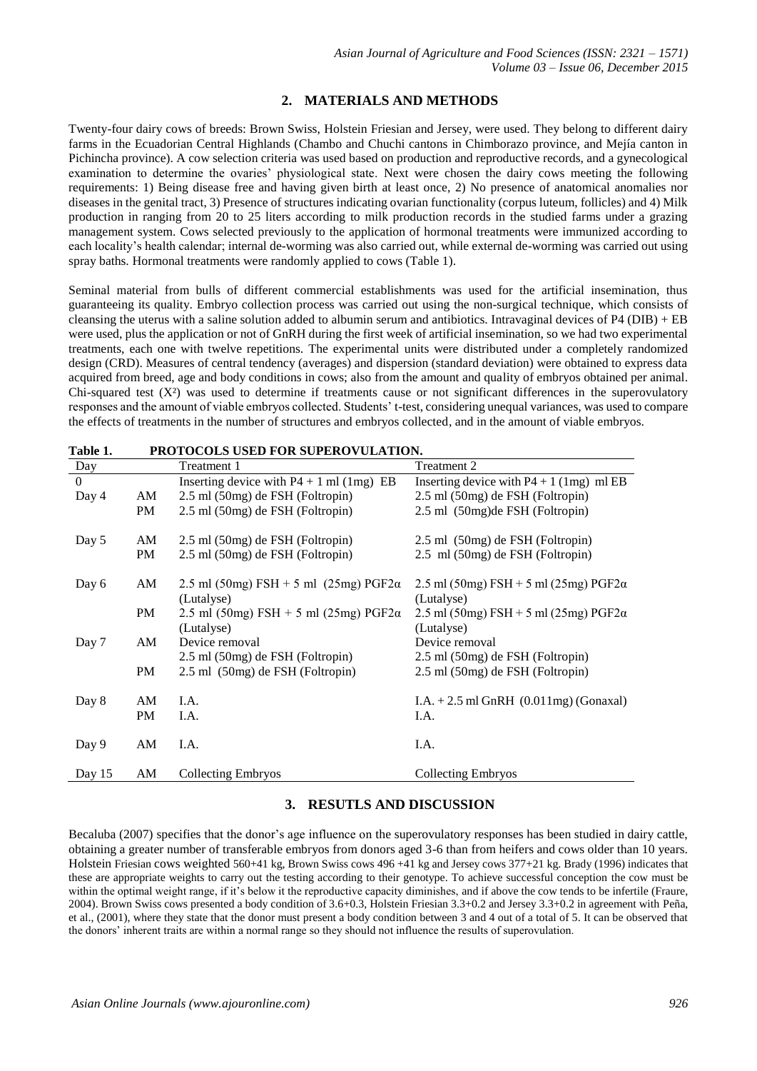## 2. MATERIALS AND METHODS

Twenty-four dairy cows of breeds: Brown Swiss, Holstein Friesian and Jersey, were used. They belong to different dairy farms in the Ecuadorian Central Highlands (Chambo and Chuchi cantons in Chimborazo province, and Mejía canton in Pichincha province). A cow selection criteria was used based on production and reproductive records, and a gynecological examination to determine the ovaries' physiological state. Next were chosen the dairy cows meeting the following requirements: 1) Being disease free and having given birth at least once, 2) No presence of anatomical anomalies nor diseases in the genital tract, 3) Presence of structures indicating ovarian functionality (corpus luteum, follicles) and 4) Milk production in ranging from 20 to 25 liters according to milk production records in the studied farms under a grazing management system. Cows selected previously to the application of hormonal treatments were immunized according to each locality's health calendar; internal de-worming was also carried out, while external de-worming was carried out using spray baths. Hormonal treatments were randomly applied to cows (Table 1).

Seminal material from bulls of different commercial establishments was used for the artificial insemination, thus guaranteeing its quality. Embryo collection process was carried out using the non-surgical technique, which consists of cleansing the uterus with a saline solution added to albumin serum and antibiotics. Intravaginal devices of P4 (DIB) + EB were used, plus the application or not of GnRH during the first week of artificial insemination, so we had two experimental treatments, each one with twelve repetitions. The experimental units were distributed under a completely randomized design (CRD). Measures of central tendency (averages) and dispersion (standard deviation) were obtained to express data acquired from breed, age and body conditions in cows; also from the amount and quality of embryos obtained per animal. Chi-squared test ($X^2$) was used to determine if treatments cause or not significant differences in the superovulatory responses and the amount of viable embryos collected. Students' t-test, considering unequal variances, was used to compare the effects of treatments in the number of structures and embryos collected, and in the amount of viable embryos.

**Table 1. PROTOCOLS USED FOR SUPEROVULATION.**

| Day | | Treatment 1 | Treatment 2 |
|---|---|---|---|
| 0 | | Inserting device with P4 + 1 ml (1mg) EB | Inserting device with P4 + 1 (1mg) ml EB |
| Day 4 | AM | 2.5 ml (50mg) de FSH (Foltropin) | 2.5 ml (50mg) de FSH (Foltropin) |
| | PM | 2.5 ml (50mg) de FSH (Foltropin) | 2.5 ml (50mg)de FSH (Foltropin) |
| Day 5 | AM | 2.5 ml (50mg) de FSH (Foltropin) | 2.5 ml (50mg) de FSH (Foltropin) |
| | PM | 2.5 ml (50mg) de FSH (Foltropin) | 2.5 ml (50mg) de FSH (Foltropin) |
| Day 6 | AM | 2.5 ml (50mg) FSH + 5 ml (25mg) PGF2α (Lutalyse) | 2.5 ml (50mg) FSH + 5 ml (25mg) PGF2α (Lutalyse) |
| | PM | 2.5 ml (50mg) FSH + 5 ml (25mg) PGF2α (Lutalyse) | 2.5 ml (50mg) FSH + 5 ml (25mg) PGF2α (Lutalyse) |
| Day 7 | AM | Device removal<br>2.5 ml (50mg) de FSH (Foltropin) | Device removal<br>2.5 ml (50mg) de FSH (Foltropin) |
| | PM | 2.5 ml (50mg) de FSH (Foltropin) | 2.5 ml (50mg) de FSH (Foltropin) |
| Day 8 | AM | I.A. | I.A. + 2.5 ml GnRH (0.011mg) (Gonaxal) |
| | PM | I.A. | I.A. |
| Day 9 | AM | I.A. | I.A. |
| Day 15 | AM | Collecting Embryos | Collecting Embryos |

## 3. RESUTLS AND DISCUSSION

Becaluba (2007) specifies that the donor's age influence on the superovulatory responses has been studied in dairy cattle, obtaining a greater number of transferable embryos from donors aged 3-6 than from heifers and cows older than 10 years. Holstein Friesian cows weighted 560+41 kg, Brown Swiss cows 496 +41 kg and Jersey cows 377+21 kg. Brady (1996) indicates that these are appropriate weights to carry out the testing according to their genotype. To achieve successful conception the cow must be within the optimal weight range, if it's below it the reproductive capacity diminishes, and if above the cow tends to be infertile (Fraure, 2004). Brown Swiss cows presented a body condition of 3.6+0.3, Holstein Friesian 3.3+0.2 and Jersey 3.3+0.2 in agreement with Peña, et al., (2001), where they state that the donor must present a body condition between 3 and 4 out of a total of 5. It can be observed that the donors' inherent traits are within a normal range so they should not influence the results of superovulation.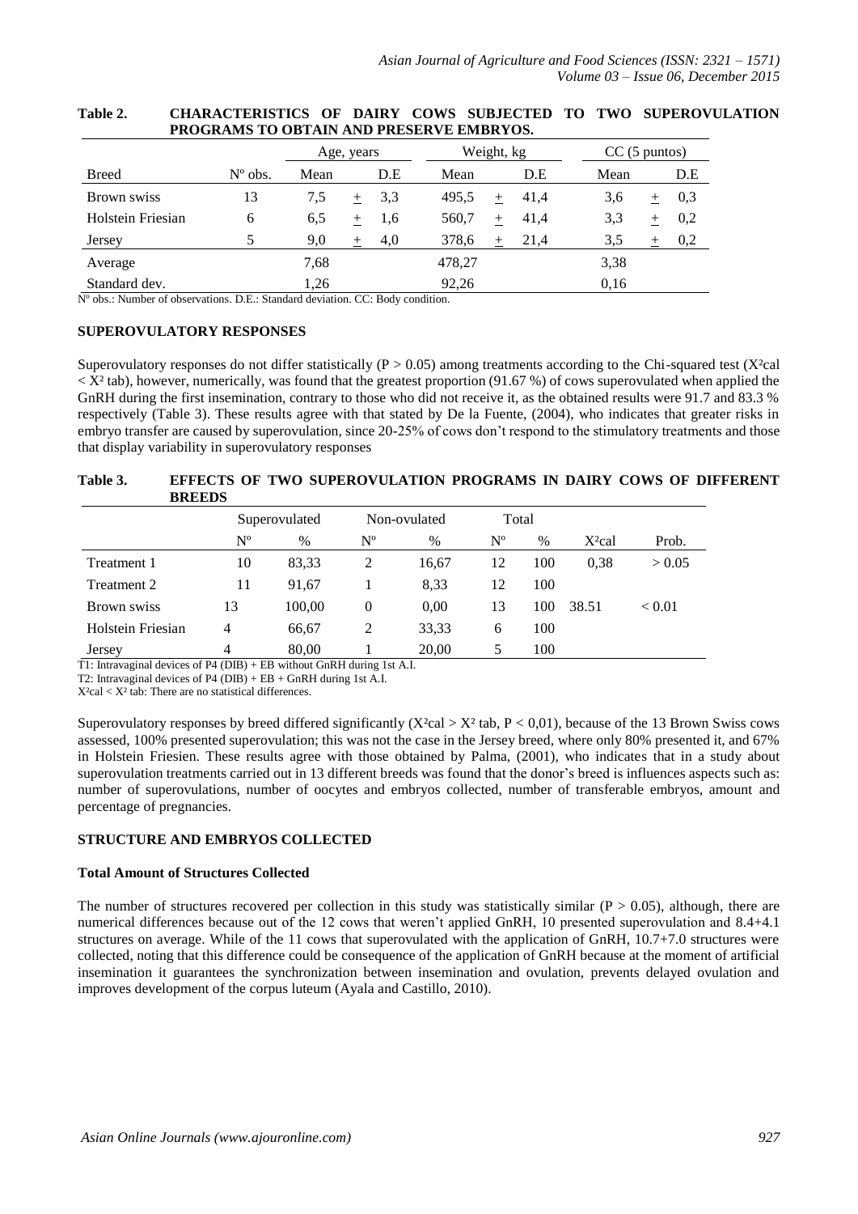**Table 2. CHARACTERISTICS OF DAIRY COWS SUBJECTED TO TWO SUPEROVULATION PROGRAMS TO OBTAIN AND PRESERVE EMBRYOS.**

| | | Age, years | | | Weight, kg | | | CC (5 puntos) | | |
|---|---|---|---|---|---|---|---|---|---|---|
| Breed | Nº obs. | Mean | | D.E | Mean | | D.E | Mean | | D.E |
| Brown swiss | 13 | 7,5 | ± | 3,3 | 495,5 | ± | 41,4 | 3,6 | ± | 0,3 |
| Holstein Friesian | 6 | 6,5 | ± | 1,6 | 560,7 | ± | 41,4 | 3,3 | ± | 0,2 |
| Jersey | 5 | 9,0 | ± | 4,0 | 378,6 | ± | 21,4 | 3,5 | ± | 0,2 |
| Average | | 7,68 | | | 478,27 | | | 3,38 | | |
| Standard dev. | | 1,26 | | | 92,26 | | | 0,16 | | |

Nº obs.: Number of observations. D.E.: Standard deviation. CC: Body condition.

## SUPEROVULATORY RESPONSES

Superovulatory responses do not differ statistically ($P > 0.05$) among treatments according to the Chi-squared test ($X^2cal < X^2 tab$), however, numerically, was found that the greatest proportion (91.67 %) of cows superovulated when applied the GnRH during the first insemination, contrary to those who did not receive it, as the obtained results were 91.7 and 83.3 % respectively (Table 3). These results agree with that stated by De la Fuente, (2004), who indicates that greater risks in embryo transfer are caused by superovulation, since 20-25% of cows don't respond to the stimulatory treatments and those that display variability in superovulatory responses

**Table 3. EFFECTS OF TWO SUPEROVULATION PROGRAMS IN DAIRY COWS OF DIFFERENT BREEDS**

| | Superovulated | | Non-ovulated | | Total | | | |
|---|---|---|---|---|---|---|---|---|
| | Nº | % | Nº | % | Nº | % | $X^2cal$ | Prob. |
| Treatment 1 | 10 | 83,33 | 2 | 16,67 | 12 | 100 | 0,38 | > 0.05 |
| Treatment 2 | 11 | 91,67 | 1 | 8,33 | 12 | 100 | | |
| Brown swiss | 13 | 100,00 | 0 | 0,00 | 13 | 100 | 38.51 | < 0.01 |
| Holstein Friesian | 4 | 66,67 | 2 | 33,33 | 6 | 100 | | |
| Jersey | 4 | 80,00 | 1 | 20,00 | 5 | 100 | | |

T1: Intravaginal devices of P4 (DIB) + EB without GnRH during 1st A.I.

T2: Intravaginal devices of P4 (DIB) + EB + GnRH during 1st A.I.

$X^2cal < X^2 tab$: There are no statistical differences.

Superovulatory responses by breed differed significantly ($X^2cal > X^2 tab$, $P < 0{,}01$), because of the 13 Brown Swiss cows assessed, 100% presented superovulation; this was not the case in the Jersey breed, where only 80% presented it, and 67% in Holstein Friesien. These results agree with those obtained by Palma, (2001), who indicates that in a study about superovulation treatments carried out in 13 different breeds was found that the donor's breed is influences aspects such as: number of superovulations, number of oocytes and embryos collected, number of transferable embryos, amount and percentage of pregnancies.

## STRUCTURE AND EMBRYOS COLLECTED

### Total Amount of Structures Collected

The number of structures recovered per collection in this study was statistically similar ($P > 0.05$), although, there are numerical differences because out of the 12 cows that weren't applied GnRH, 10 presented superovulation and 8.4+4.1 structures on average. While of the 11 cows that superovulated with the application of GnRH, 10.7+7.0 structures were collected, noting that this difference could be consequence of the application of GnRH because at the moment of artificial insemination it guarantees the synchronization between insemination and ovulation, prevents delayed ovulation and improves development of the corpus luteum (Ayala and Castillo, 2010).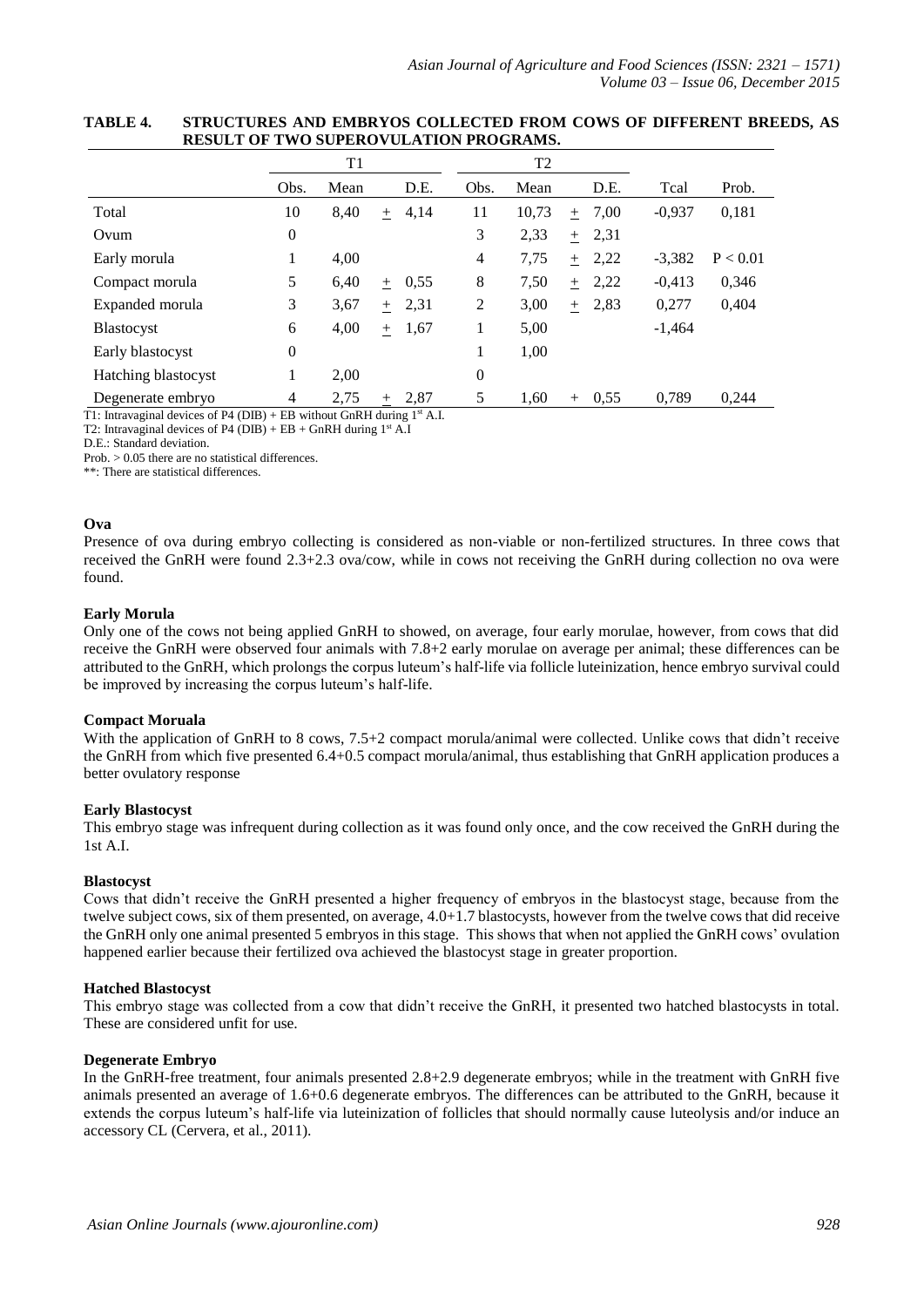**TABLE 4. STRUCTURES AND EMBRYOS COLLECTED FROM COWS OF DIFFERENT BREEDS, AS RESULT OF TWO SUPEROVULATION PROGRAMS.**

| | T1 | | | T2 | | | | |
|---|---|---|---|---|---|---|---|---|
| | Obs. | Mean | D.E. | Obs. | Mean | D.E. | Tcal | Prob. |
| Total | 10 | 8,40 | + 4,14 | 11 | 10,73 | + 7,00 | -0,937 | 0,181 |
| Ovum | 0 | | | 3 | 2,33 | + 2,31 | | |
| Early morula | 1 | 4,00 | | 4 | 7,75 | + 2,22 | -3,382 | P < 0.01 |
| Compact morula | 5 | 6,40 | + 0,55 | 8 | 7,50 | + 2,22 | -0,413 | 0,346 |
| Expanded morula | 3 | 3,67 | + 2,31 | 2 | 3,00 | + 2,83 | 0,277 | 0,404 |
| Blastocyst | 6 | 4,00 | + 1,67 | 1 | 5,00 | | -1,464 | |
| Early blastocyst | 0 | | | 1 | 1,00 | | | |
| Hatching blastocyst | 1 | 2,00 | | 0 | | | | |
| Degenerate embryo | 4 | 2,75 | + 2,87 | 5 | 1,60 | + 0,55 | 0,789 | 0,244 |

T1: Intravaginal devices of P4 (DIB) + EB without GnRH during 1st A.I.
T2: Intravaginal devices of P4 (DIB) + EB + GnRH during 1st A.I
D.E.: Standard deviation.
Prob. > 0.05 there are no statistical differences.
**: There are statistical differences.

**Ova**

Presence of ova during embryo collecting is considered as non-viable or non-fertilized structures. In three cows that received the GnRH were found 2.3+2.3 ova/cow, while in cows not receiving the GnRH during collection no ova were found.

**Early Morula**

Only one of the cows not being applied GnRH to showed, on average, four early morulae, however, from cows that did receive the GnRH were observed four animals with 7.8+2 early morulae on average per animal; these differences can be attributed to the GnRH, which prolongs the corpus luteum's half-life via follicle luteinization, hence embryo survival could be improved by increasing the corpus luteum's half-life.

**Compact Moruala**

With the application of GnRH to 8 cows, 7.5+2 compact morula/animal were collected. Unlike cows that didn't receive the GnRH from which five presented 6.4+0.5 compact morula/animal, thus establishing that GnRH application produces a better ovulatory response

**Early Blastocyst**

This embryo stage was infrequent during collection as it was found only once, and the cow received the GnRH during the 1st A.I.

**Blastocyst**

Cows that didn't receive the GnRH presented a higher frequency of embryos in the blastocyst stage, because from the twelve subject cows, six of them presented, on average, 4.0+1.7 blastocysts, however from the twelve cows that did receive the GnRH only one animal presented 5 embryos in this stage. This shows that when not applied the GnRH cows' ovulation happened earlier because their fertilized ova achieved the blastocyst stage in greater proportion.

**Hatched Blastocyst**

This embryo stage was collected from a cow that didn't receive the GnRH, it presented two hatched blastocysts in total. These are considered unfit for use.

**Degenerate Embryo**

In the GnRH-free treatment, four animals presented 2.8+2.9 degenerate embryos; while in the treatment with GnRH five animals presented an average of 1.6+0.6 degenerate embryos. The differences can be attributed to the GnRH, because it extends the corpus luteum's half-life via luteinization of follicles that should normally cause luteolysis and/or induce an accessory CL (Cervera, et al., 2011).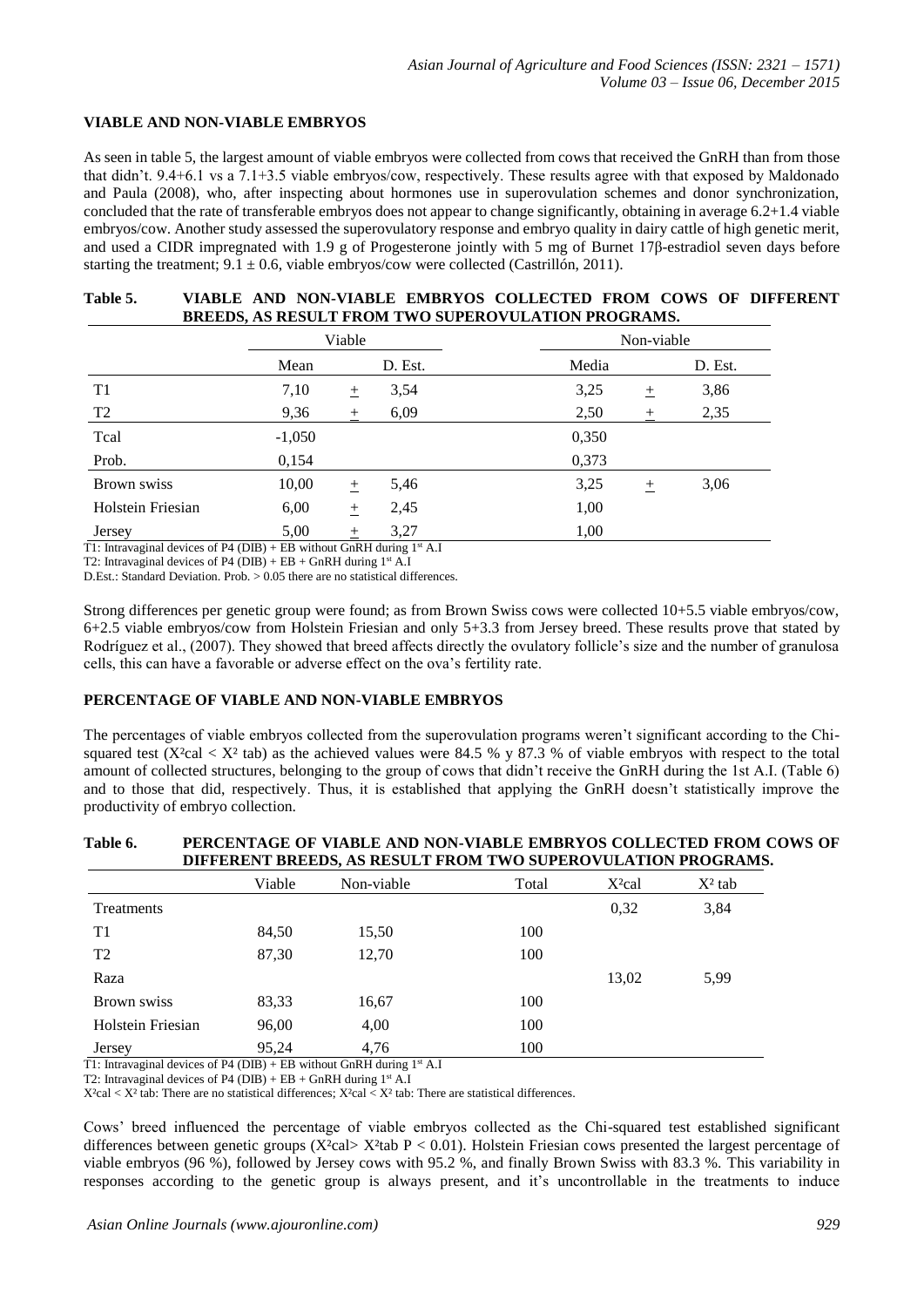**VIABLE AND NON-VIABLE EMBRYOS**

As seen in table 5, the largest amount of viable embryos were collected from cows that received the GnRH than from those that didn't. 9.4+6.1 vs a 7.1+3.5 viable embryos/cow, respectively. These results agree with that exposed by Maldonado and Paula (2008), who, after inspecting about hormones use in superovulation schemes and donor synchronization, concluded that the rate of transferable embryos does not appear to change significantly, obtaining in average 6.2+1.4 viable embryos/cow. Another study assessed the superovulatory response and embryo quality in dairy cattle of high genetic merit, and used a CIDR impregnated with 1.9 g of Progesterone jointly with 5 mg of Burnet 17β-estradiol seven days before starting the treatment; 9.1 ± 0.6, viable embryos/cow were collected (Castrillón, 2011).

**Table 5. VIABLE AND NON-VIABLE EMBRYOS COLLECTED FROM COWS OF DIFFERENT BREEDS, AS RESULT FROM TWO SUPEROVULATION PROGRAMS.**

| | Viable | | | Non-viable | | |
|---|---|---|---|---|---|---|
| | Mean | | D. Est. | Media | | D. Est. |
| T1 | 7,10 | ± | 3,54 | 3,25 | ± | 3,86 |
| T2 | 9,36 | ± | 6,09 | 2,50 | ± | 2,35 |
| Tcal | -1,050 | | | 0,350 | | |
| Prob. | 0,154 | | | 0,373 | | |
| Brown swiss | 10,00 | ± | 5,46 | 3,25 | ± | 3,06 |
| Holstein Friesian | 6,00 | ± | 2,45 | 1,00 | | |
| Jersey | 5,00 | ± | 3,27 | 1,00 | | |

T1: Intravaginal devices of P4 (DIB) + EB without GnRH during 1st A.I

T2: Intravaginal devices of P4 (DIB) + EB + GnRH during 1st A.I

D.Est.: Standard Deviation. Prob. > 0.05 there are no statistical differences.

Strong differences per genetic group were found; as from Brown Swiss cows were collected 10+5.5 viable embryos/cow, 6+2.5 viable embryos/cow from Holstein Friesian and only 5+3.3 from Jersey breed. These results prove that stated by Rodríguez et al., (2007). They showed that breed affects directly the ovulatory follicle's size and the number of granulosa cells, this can have a favorable or adverse effect on the ova's fertility rate.

**PERCENTAGE OF VIABLE AND NON-VIABLE EMBRYOS**

The percentages of viable embryos collected from the superovulation programs weren't significant according to the Chi-squared test ($X^2$cal < $X^2$ tab) as the achieved values were 84.5 % y 87.3 % of viable embryos with respect to the total amount of collected structures, belonging to the group of cows that didn't receive the GnRH during the 1st A.I. (Table 6) and to those that did, respectively. Thus, it is established that applying the GnRH doesn't statistically improve the productivity of embryo collection.

**Table 6. PERCENTAGE OF VIABLE AND NON-VIABLE EMBRYOS COLLECTED FROM COWS OF DIFFERENT BREEDS, AS RESULT FROM TWO SUPEROVULATION PROGRAMS.**

| | Viable | Non-viable | Total | $X^2$cal | $X^2$ tab |
|---|---|---|---|---|---|
| Treatments | | | | 0,32 | 3,84 |
| T1 | 84,50 | 15,50 | 100 | | |
| T2 | 87,30 | 12,70 | 100 | | |
| Raza | | | | 13,02 | 5,99 |
| Brown swiss | 83,33 | 16,67 | 100 | | |
| Holstein Friesian | 96,00 | 4,00 | 100 | | |
| Jersey | 95,24 | 4,76 | 100 | | |

T1: Intravaginal devices of P4 (DIB) + EB without GnRH during 1st A.I

T2: Intravaginal devices of P4 (DIB) + EB + GnRH during 1st A.I

$X^2$cal < $X^2$ tab: There are no statistical differences; $X^2$cal < $X^2$ tab: There are statistical differences.

Cows' breed influenced the percentage of viable embryos collected as the Chi-squared test established significant differences between genetic groups ($X^2$cal> $X^2$tab $P < 0.01$). Holstein Friesian cows presented the largest percentage of viable embryos (96 %), followed by Jersey cows with 95.2 %, and finally Brown Swiss with 83.3 %. This variability in responses according to the genetic group is always present, and it's uncontrollable in the treatments to induce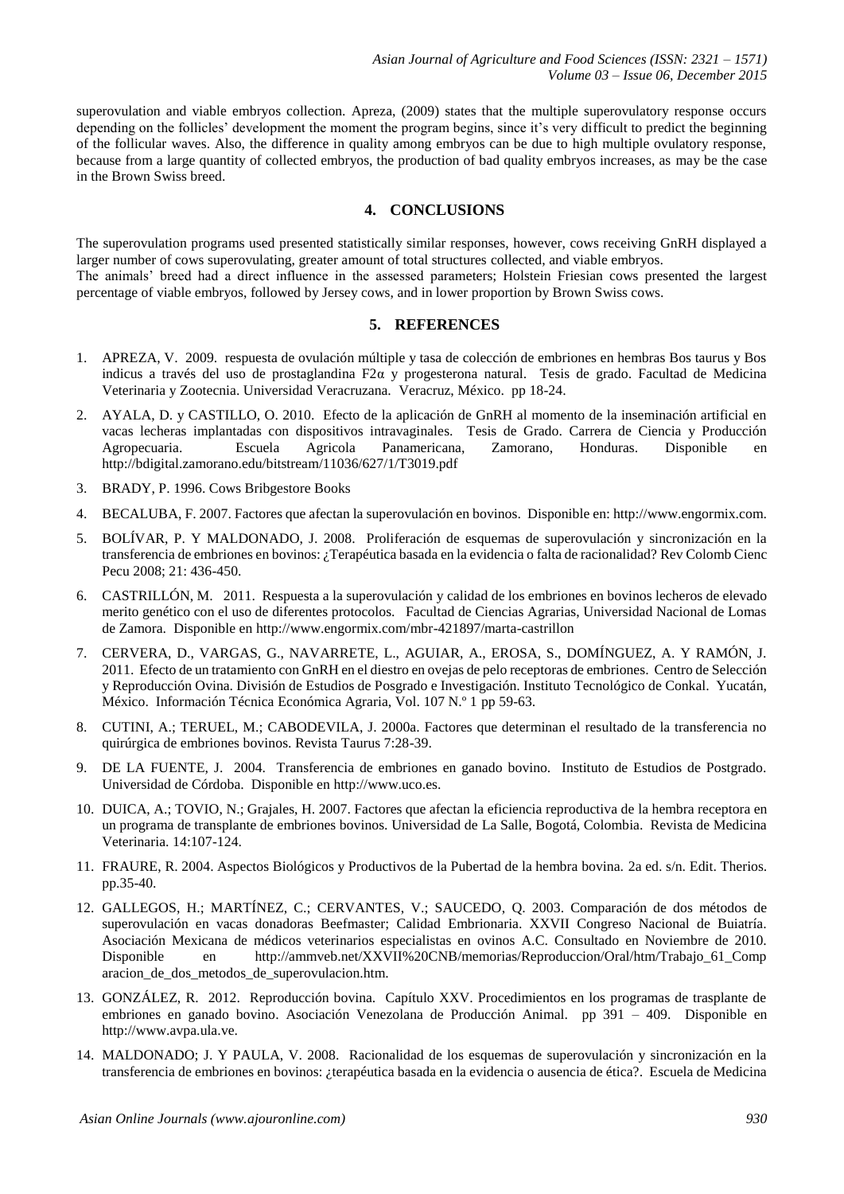superovulation and viable embryos collection. Apreza, (2009) states that the multiple superovulatory response occurs depending on the follicles' development the moment the program begins, since it's very difficult to predict the beginning of the follicular waves. Also, the difference in quality among embryos can be due to high multiple ovulatory response, because from a large quantity of collected embryos, the production of bad quality embryos increases, as may be the case in the Brown Swiss breed.

## 4. CONCLUSIONS

The superovulation programs used presented statistically similar responses, however, cows receiving GnRH displayed a larger number of cows superovulating, greater amount of total structures collected, and viable embryos.
The animals' breed had a direct influence in the assessed parameters; Holstein Friesian cows presented the largest percentage of viable embryos, followed by Jersey cows, and in lower proportion by Brown Swiss cows.

## 5. REFERENCES

1. APREZA, V. 2009. respuesta de ovulación múltiple y tasa de colección de embriones en hembras Bos taurus y Bos indicus a través del uso de prostaglandina F2α y progesterona natural. Tesis de grado. Facultad de Medicina Veterinaria y Zootecnia. Universidad Veracruzana. Veracruz, México. pp 18-24.
2. AYALA, D. y CASTILLO, O. 2010. Efecto de la aplicación de GnRH al momento de la inseminación artificial en vacas lecheras implantadas con dispositivos intravaginales. Tesis de Grado. Carrera de Ciencia y Producción Agropecuaria. Escuela Agricola Panamericana, Zamorano, Honduras. Disponible en http://bdigital.zamorano.edu/bitstream/11036/627/1/T3019.pdf
3. BRADY, P. 1996. Cows Bribgestore Books
4. BECALUBA, F. 2007. Factores que afectan la superovulación en bovinos. Disponible en: http://www.engormix.com.
5. BOLÍVAR, P. Y MALDONADO, J. 2008. Proliferación de esquemas de superovulación y sincronización en la transferencia de embriones en bovinos: ¿Terapéutica basada en la evidencia o falta de racionalidad? Rev Colomb Cienc Pecu 2008; 21: 436-450.
6. CASTRILLÓN, M. 2011. Respuesta a la superovulación y calidad de los embriones en bovinos lecheros de elevado merito genético con el uso de diferentes protocolos. Facultad de Ciencias Agrarias, Universidad Nacional de Lomas de Zamora. Disponible en http://www.engormix.com/mbr-421897/marta-castrillon
7. CERVERA, D., VARGAS, G., NAVARRETE, L., AGUIAR, A., EROSA, S., DOMÍNGUEZ, A. Y RAMÓN, J. 2011. Efecto de un tratamiento con GnRH en el diestro en ovejas de pelo receptoras de embriones. Centro de Selección y Reproducción Ovina. División de Estudios de Posgrado e Investigación. Instituto Tecnológico de Conkal. Yucatán, México. Información Técnica Económica Agraria, Vol. 107 N.º 1 pp 59-63.
8. CUTINI, A.; TERUEL, M.; CABODEVILA, J. 2000a. Factores que determinan el resultado de la transferencia no quirúrgica de embriones bovinos. Revista Taurus 7:28-39.
9. DE LA FUENTE, J. 2004. Transferencia de embriones en ganado bovino. Instituto de Estudios de Postgrado. Universidad de Córdoba. Disponible en http://www.uco.es.
10. DUICA, A.; TOVIO, N.; Grajales, H. 2007. Factores que afectan la eficiencia reproductiva de la hembra receptora en un programa de transplante de embriones bovinos. Universidad de La Salle, Bogotá, Colombia. Revista de Medicina Veterinaria. 14:107-124.
11. FRAURE, R. 2004. Aspectos Biológicos y Productivos de la Pubertad de la hembra bovina. 2a ed. s/n. Edit. Therios. pp.35-40.
12. GALLEGOS, H.; MARTÍNEZ, C.; CERVANTES, V.; SAUCEDO, Q. 2003. Comparación de dos métodos de superovulación en vacas donadoras Beefmaster; Calidad Embrionaria. XXVII Congreso Nacional de Buiatría. Asociación Mexicana de médicos veterinarios especialistas en ovinos A.C. Consultado en Noviembre de 2010. Disponible en http://ammveb.net/XXVII%20CNB/memorias/Reproduccion/Oral/htm/Trabajo_61_Comparacion_de_dos_metodos_de_superovulacion.htm.
13. GONZÁLEZ, R. 2012. Reproducción bovina. Capítulo XXV. Procedimientos en los programas de trasplante de embriones en ganado bovino. Asociación Venezolana de Producción Animal. pp 391 – 409. Disponible en http://www.avpa.ula.ve.
14. MALDONADO; J. Y PAULA, V. 2008. Racionalidad de los esquemas de superovulación y sincronización en la transferencia de embriones en bovinos: ¿terapéutica basada en la evidencia o ausencia de ética?. Escuela de Medicina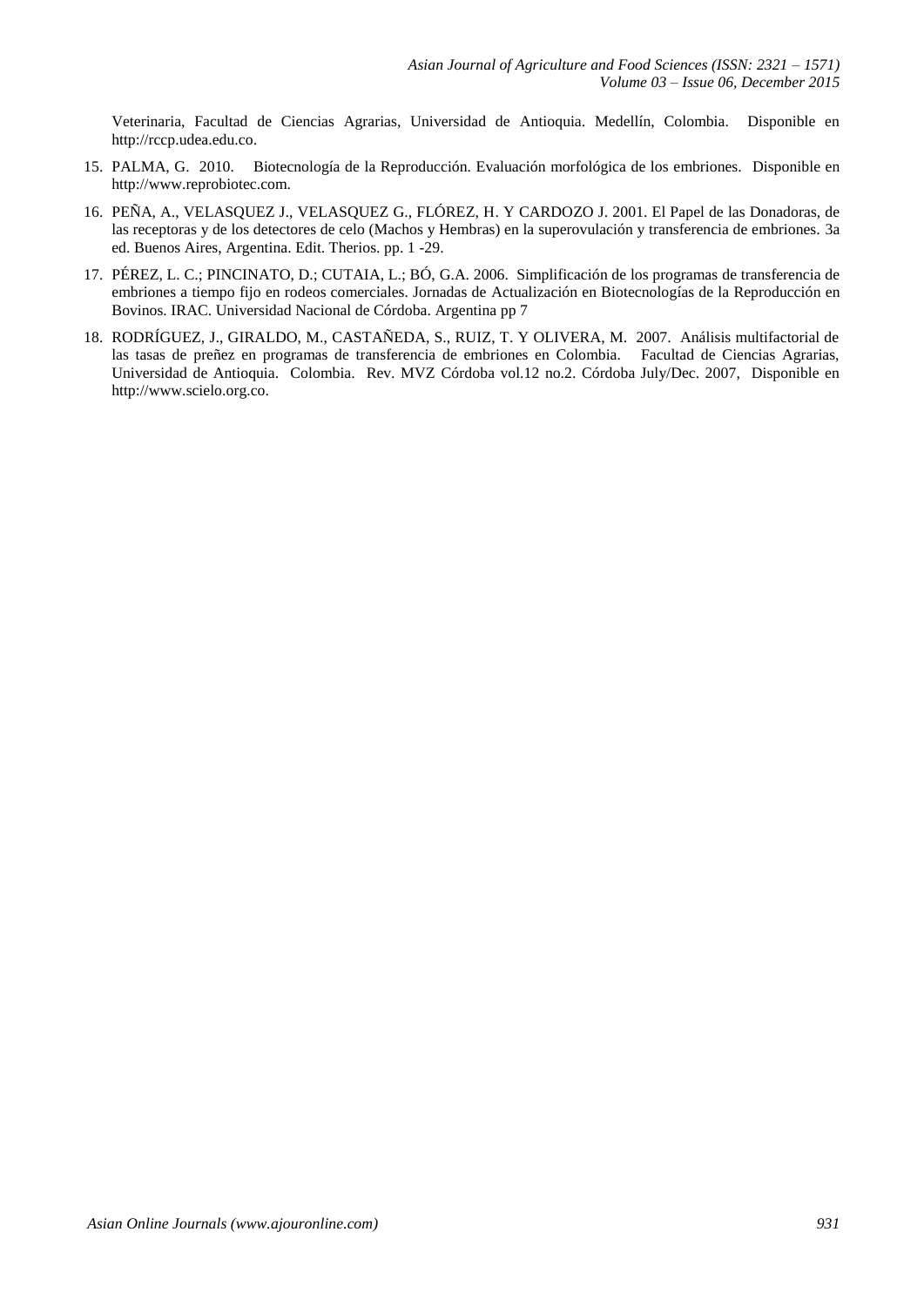Veterinaria, Facultad de Ciencias Agrarias, Universidad de Antioquia. Medellín, Colombia. Disponible en http://rccp.udea.edu.co.

15. PALMA, G. 2010. Biotecnología de la Reproducción. Evaluación morfológica de los embriones. Disponible en http://www.reprobiotec.com.
16. PEÑA, A., VELASQUEZ J., VELASQUEZ G., FLÓREZ, H. Y CARDOZO J. 2001. El Papel de las Donadoras, de las receptoras y de los detectores de celo (Machos y Hembras) en la superovulación y transferencia de embriones. 3a ed. Buenos Aires, Argentina. Edit. Therios. pp. 1 -29.
17. PÉREZ, L. C.; PINCINATO, D.; CUTAIA, L.; BÓ, G.A. 2006. Simplificación de los programas de transferencia de embriones a tiempo fijo en rodeos comerciales. Jornadas de Actualización en Biotecnologías de la Reproducción en Bovinos. IRAC. Universidad Nacional de Córdoba. Argentina pp 7
18. RODRÍGUEZ, J., GIRALDO, M., CASTAÑEDA, S., RUIZ, T. Y OLIVERA, M. 2007. Análisis multifactorial de las tasas de preñez en programas de transferencia de embriones en Colombia. Facultad de Ciencias Agrarias, Universidad de Antioquia. Colombia. Rev. MVZ Córdoba vol.12 no.2. Córdoba July/Dec. 2007, Disponible en http://www.scielo.org.co.